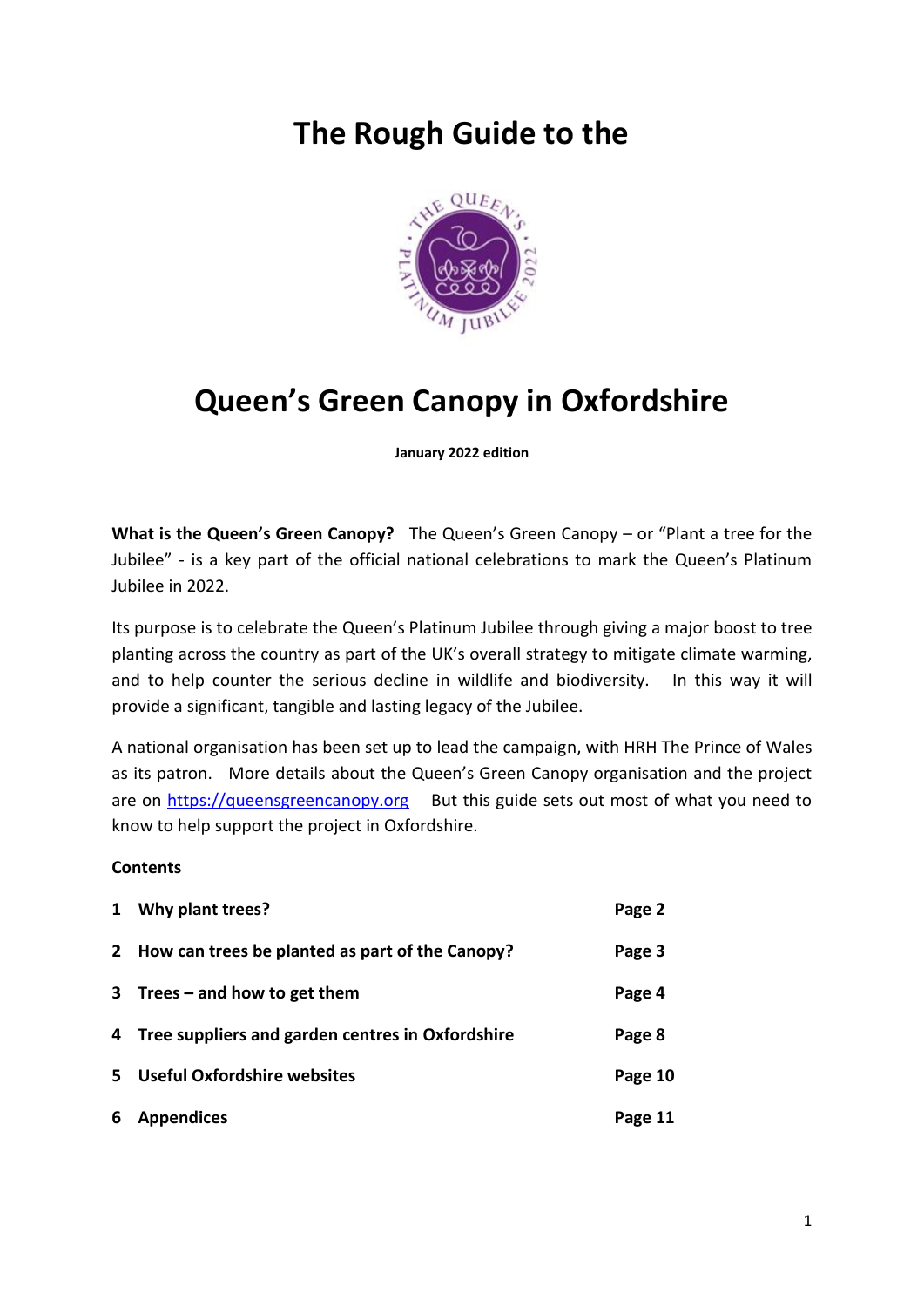# The Rough Guide to the

# Queen's Green Canopy in Oxfordshire

**January 2022 edition**

**What is the Queen's Green Canopy?** The Queen's Green Canopy – or "Plant a tree for the Jubilee" - is a key part of the official national celebrations to mark the Queen's Platinum Jubilee in 2022.

Its purpose is to celebrate the Queen's Platinum Jubilee through giving a major boost to tree planting across the country as part of the UK's overall strategy to mitigate climate warming, and to help counter the serious decline in wildlife and biodiversity. In this way it will provide a significant, tangible and lasting legacy of the Jubilee.

A national organisation has been set up to lead the campaign, with HRH The Prince of Wales as its patron. More details about the Queen's Green Canopy organisation and the project are on [https://queensgreencanopy.org](https://queensgreencanopy.org) But this guide sets out most of what you need to know to help support the project in Oxfordshire.

**Contents**

| | | |
|---|---|---|
| **1** | **Why plant trees?** | **Page 2** |
| **2** | **How can trees be planted as part of the Canopy?** | **Page 3** |
| **3** | **Trees – and how to get them** | **Page 4** |
| **4** | **Tree suppliers and garden centres in Oxfordshire** | **Page 8** |
| **5** | **Useful Oxfordshire websites** | **Page 10** |
| **6** | **Appendices** | **Page 11** |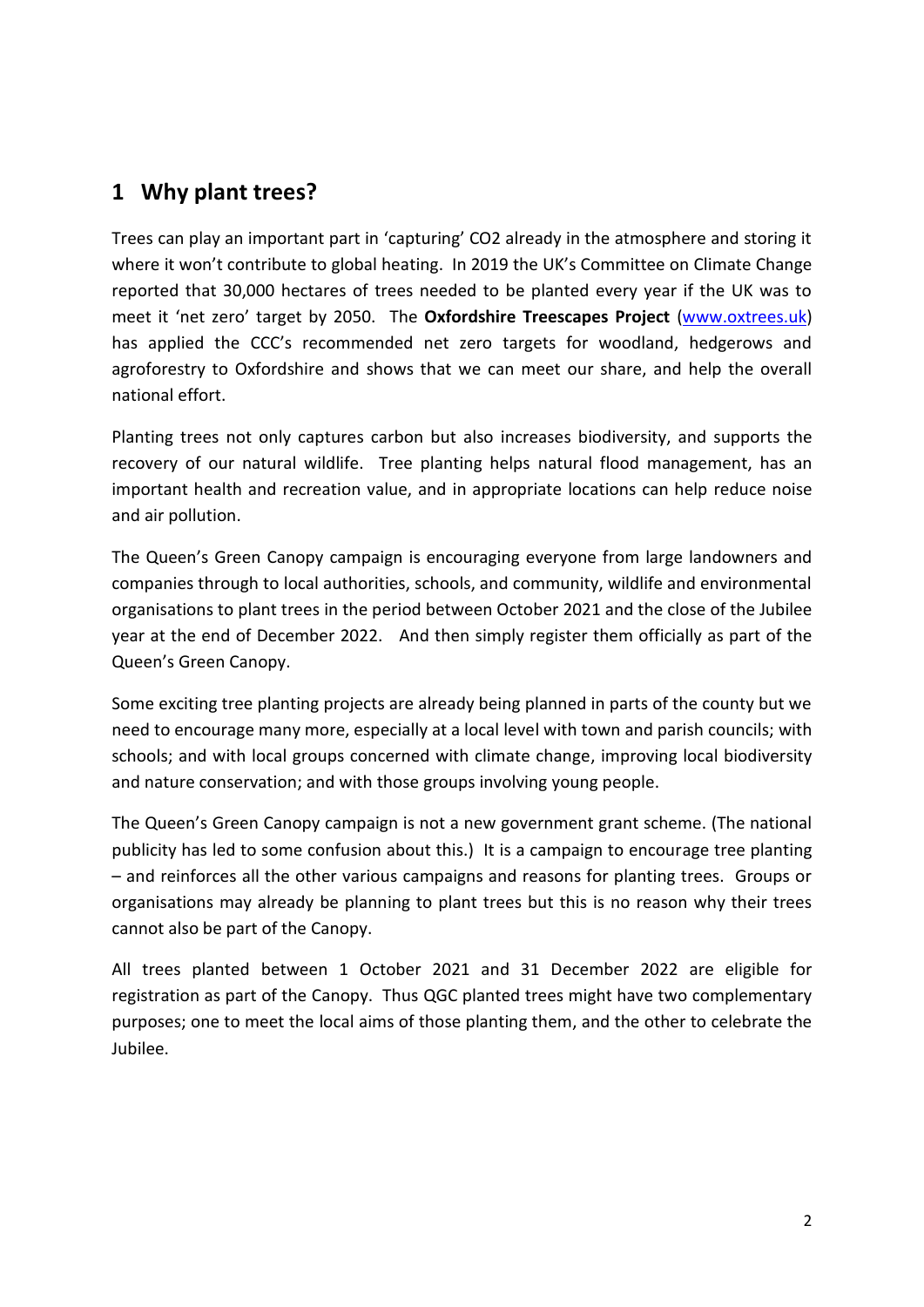## 1 Why plant trees?

Trees can play an important part in 'capturing' $CO_2$ already in the atmosphere and storing it where it won't contribute to global heating. In 2019 the UK's Committee on Climate Change reported that 30,000 hectares of trees needed to be planted every year if the UK was to meet it 'net zero' target by 2050. The **Oxfordshire Treescapes Project** ([www.oxtrees.uk](www.oxtrees.uk)) has applied the CCC's recommended net zero targets for woodland, hedgerows and agroforestry to Oxfordshire and shows that we can meet our share, and help the overall national effort.

Planting trees not only captures carbon but also increases biodiversity, and supports the recovery of our natural wildlife. Tree planting helps natural flood management, has an important health and recreation value, and in appropriate locations can help reduce noise and air pollution.

The Queen's Green Canopy campaign is encouraging everyone from large landowners and companies through to local authorities, schools, and community, wildlife and environmental organisations to plant trees in the period between October 2021 and the close of the Jubilee year at the end of December 2022. And then simply register them officially as part of the Queen's Green Canopy.

Some exciting tree planting projects are already being planned in parts of the county but we need to encourage many more, especially at a local level with town and parish councils; with schools; and with local groups concerned with climate change, improving local biodiversity and nature conservation; and with those groups involving young people.

The Queen's Green Canopy campaign is not a new government grant scheme. (The national publicity has led to some confusion about this.) It is a campaign to encourage tree planting – and reinforces all the other various campaigns and reasons for planting trees. Groups or organisations may already be planning to plant trees but this is no reason why their trees cannot also be part of the Canopy.

All trees planted between 1 October 2021 and 31 December 2022 are eligible for registration as part of the Canopy. Thus QGC planted trees might have two complementary purposes; one to meet the local aims of those planting them, and the other to celebrate the Jubilee.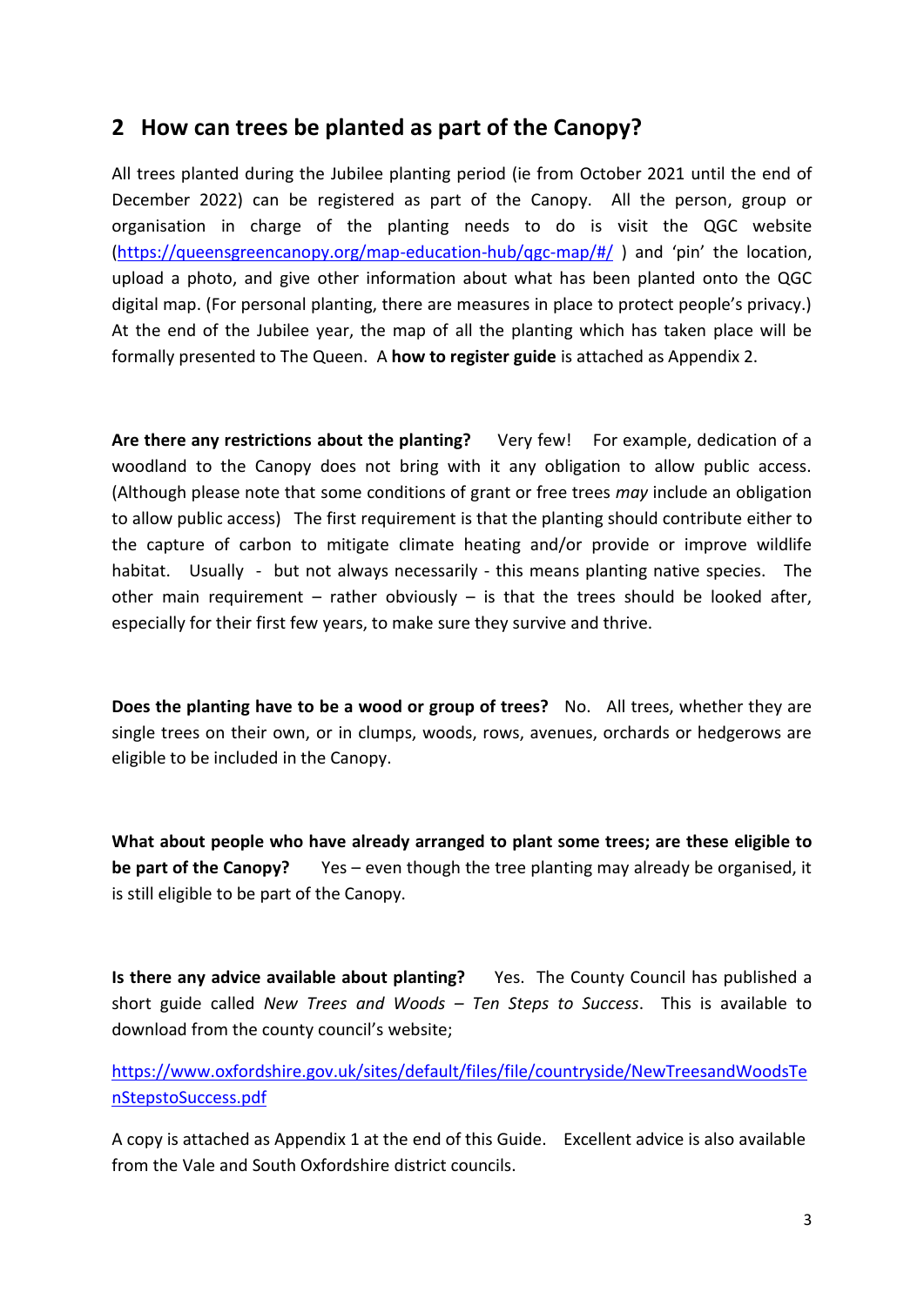## 2 How can trees be planted as part of the Canopy?

All trees planted during the Jubilee planting period (ie from October 2021 until the end of December 2022) can be registered as part of the Canopy. All the person, group or organisation in charge of the planting needs to do is visit the QGC website ([https://queensgreencanopy.org/map-education-hub/qgc-map/#/](https://queensgreencanopy.org/map-education-hub/qgc-map/#/) ) and 'pin' the location, upload a photo, and give other information about what has been planted onto the QGC digital map. (For personal planting, there are measures in place to protect people's privacy.) At the end of the Jubilee year, the map of all the planting which has taken place will be formally presented to The Queen. A **how to register guide** is attached as Appendix 2.

**Are there any restrictions about the planting?** Very few! For example, dedication of a woodland to the Canopy does not bring with it any obligation to allow public access. (Although please note that some conditions of grant or free trees *may* include an obligation to allow public access) The first requirement is that the planting should contribute either to the capture of carbon to mitigate climate heating and/or provide or improve wildlife habitat. Usually - but not always necessarily - this means planting native species. The other main requirement – rather obviously – is that the trees should be looked after, especially for their first few years, to make sure they survive and thrive.

**Does the planting have to be a wood or group of trees?** No. All trees, whether they are single trees on their own, or in clumps, woods, rows, avenues, orchards or hedgerows are eligible to be included in the Canopy.

**What about people who have already arranged to plant some trees; are these eligible to be part of the Canopy?** Yes – even though the tree planting may already be organised, it is still eligible to be part of the Canopy.

**Is there any advice available about planting?** Yes. The County Council has published a short guide called *New Trees and Woods – Ten Steps to Success*. This is available to download from the county council's website;

[https://www.oxfordshire.gov.uk/sites/default/files/file/countryside/NewTreesandWoodsTenStepstoSuccess.pdf](https://www.oxfordshire.gov.uk/sites/default/files/file/countryside/NewTreesandWoodsTenStepstoSuccess.pdf)

A copy is attached as Appendix 1 at the end of this Guide. Excellent advice is also available from the Vale and South Oxfordshire district councils.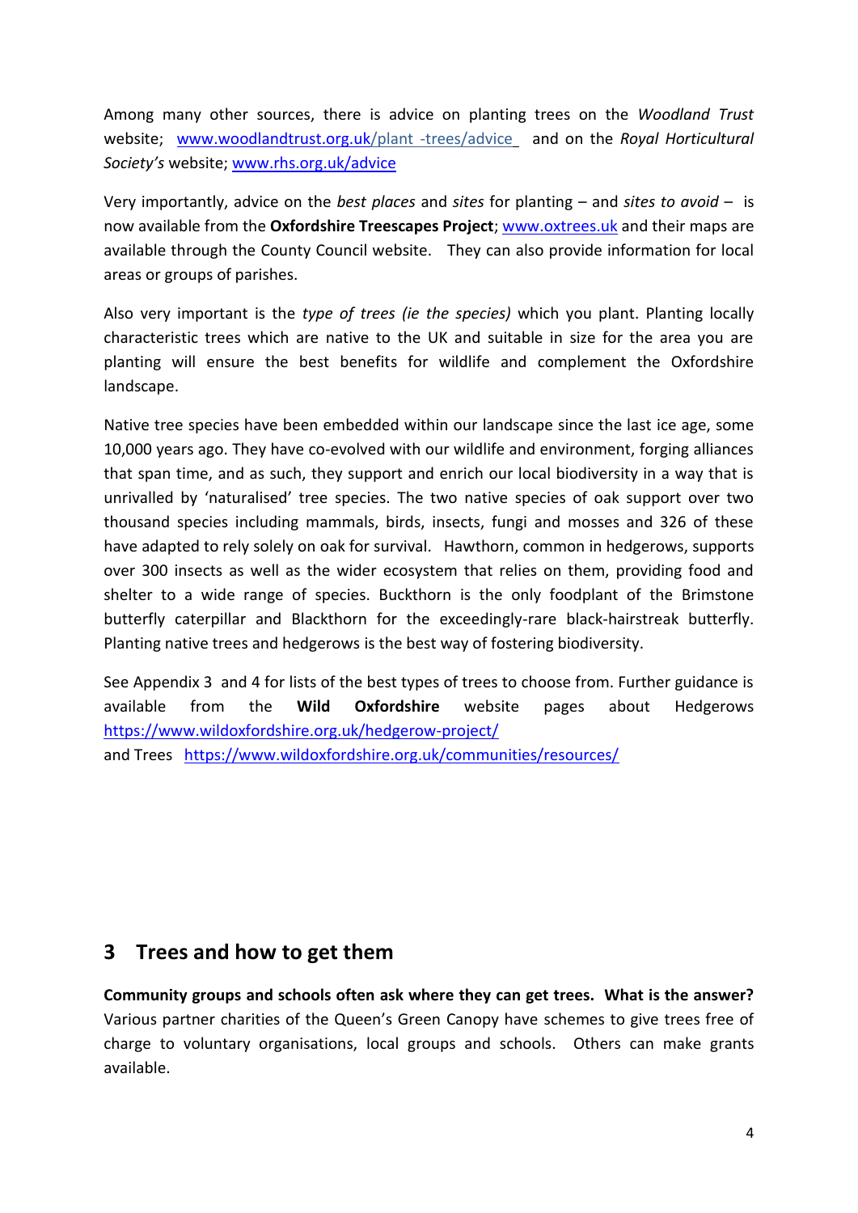Among many other sources, there is advice on planting trees on the *Woodland Trust* website; [www.woodlandtrust.org.uk/plant -trees/advice](www.woodlandtrust.org.uk/plant-trees/advice) and on the *Royal Horticultural Society's* website; [www.rhs.org.uk/advice](www.rhs.org.uk/advice)

Very importantly, advice on the *best places* and *sites* for planting – and *sites to avoid* – is now available from the **Oxfordshire Treescapes Project**; [www.oxtrees.uk](www.oxtrees.uk) and their maps are available through the County Council website. They can also provide information for local areas or groups of parishes.

Also very important is the *type of trees (ie the species)* which you plant. Planting locally characteristic trees which are native to the UK and suitable in size for the area you are planting will ensure the best benefits for wildlife and complement the Oxfordshire landscape.

Native tree species have been embedded within our landscape since the last ice age, some 10,000 years ago. They have co-evolved with our wildlife and environment, forging alliances that span time, and as such, they support and enrich our local biodiversity in a way that is unrivalled by 'naturalised' tree species. The two native species of oak support over two thousand species including mammals, birds, insects, fungi and mosses and 326 of these have adapted to rely solely on oak for survival. Hawthorn, common in hedgerows, supports over 300 insects as well as the wider ecosystem that relies on them, providing food and shelter to a wide range of species. Buckthorn is the only foodplant of the Brimstone butterfly caterpillar and Blackthorn for the exceedingly-rare black-hairstreak butterfly. Planting native trees and hedgerows is the best way of fostering biodiversity.

See Appendix 3 and 4 for lists of the best types of trees to choose from. Further guidance is available from the **Wild Oxfordshire** website pages about Hedgerows [https://www.wildoxfordshire.org.uk/hedgerow-project/](https://www.wildoxfordshire.org.uk/hedgerow-project/)
and Trees [https://www.wildoxfordshire.org.uk/communities/resources/](https://www.wildoxfordshire.org.uk/communities/resources/)

## 3 Trees and how to get them

**Community groups and schools often ask where they can get trees. What is the answer?** Various partner charities of the Queen's Green Canopy have schemes to give trees free of charge to voluntary organisations, local groups and schools. Others can make grants available.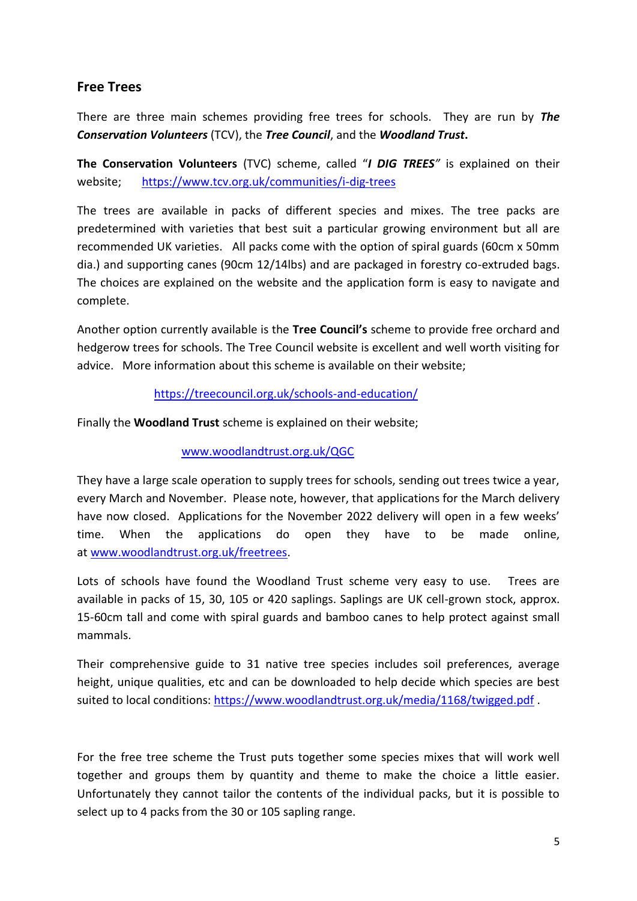## Free Trees

There are three main schemes providing free trees for schools. They are run by ***The Conservation Volunteers*** (TCV), the ***Tree Council***, and the ***Woodland Trust*.**

**The Conservation Volunteers** (TVC) scheme, called "***I DIG TREES***" is explained on their website; https://www.tcv.org.uk/communities/i-dig-trees

The trees are available in packs of different species and mixes. The tree packs are predetermined with varieties that best suit a particular growing environment but all are recommended UK varieties. All packs come with the option of spiral guards (60cm x 50mm dia.) and supporting canes (90cm 12/14lbs) and are packaged in forestry co-extruded bags. The choices are explained on the website and the application form is easy to navigate and complete.

Another option currently available is the **Tree Council's** scheme to provide free orchard and hedgerow trees for schools. The Tree Council website is excellent and well worth visiting for advice. More information about this scheme is available on their website;

https://treecouncil.org.uk/schools-and-education/

Finally the **Woodland Trust** scheme is explained on their website;

www.woodlandtrust.org.uk/QGC

They have a large scale operation to supply trees for schools, sending out trees twice a year, every March and November. Please note, however, that applications for the March delivery have now closed. Applications for the November 2022 delivery will open in a few weeks' time. When the applications do open they have to be made online, at www.woodlandtrust.org.uk/freetrees.

Lots of schools have found the Woodland Trust scheme very easy to use. Trees are available in packs of 15, 30, 105 or 420 saplings. Saplings are UK cell-grown stock, approx. 15-60cm tall and come with spiral guards and bamboo canes to help protect against small mammals.

Their comprehensive guide to 31 native tree species includes soil preferences, average height, unique qualities, etc and can be downloaded to help decide which species are best suited to local conditions: https://www.woodlandtrust.org.uk/media/1168/twigged.pdf .

For the free tree scheme the Trust puts together some species mixes that will work well together and groups them by quantity and theme to make the choice a little easier. Unfortunately they cannot tailor the contents of the individual packs, but it is possible to select up to 4 packs from the 30 or 105 sapling range.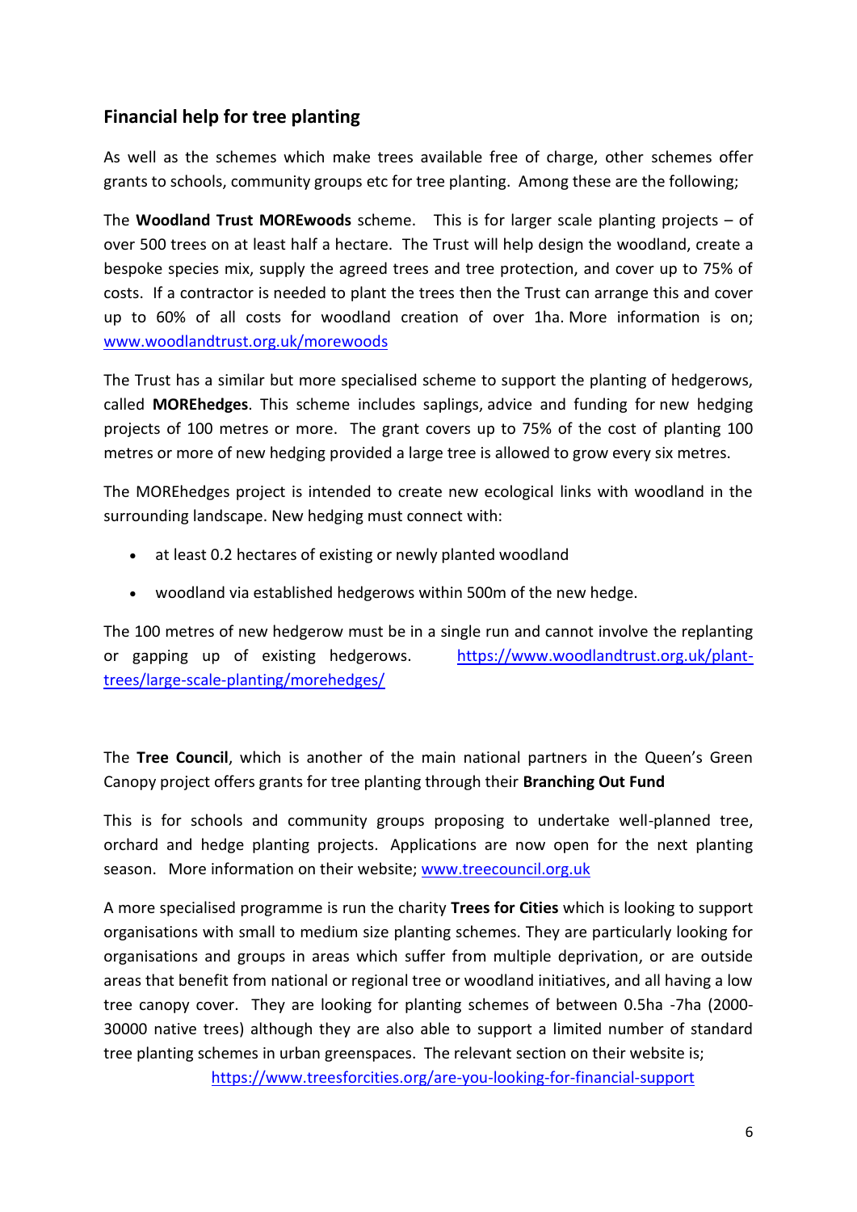## Financial help for tree planting

As well as the schemes which make trees available free of charge, other schemes offer grants to schools, community groups etc for tree planting. Among these are the following;

The **Woodland Trust MOREwoods** scheme. This is for larger scale planting projects – of over 500 trees on at least half a hectare. The Trust will help design the woodland, create a bespoke species mix, supply the agreed trees and tree protection, and cover up to 75% of costs. If a contractor is needed to plant the trees then the Trust can arrange this and cover up to 60% of all costs for woodland creation of over 1ha. More information is on; [www.woodlandtrust.org.uk/morewoods](www.woodlandtrust.org.uk/morewoods)

The Trust has a similar but more specialised scheme to support the planting of hedgerows, called **MOREhedges**. This scheme includes saplings, advice and funding for new hedging projects of 100 metres or more. The grant covers up to 75% of the cost of planting 100 metres or more of new hedging provided a large tree is allowed to grow every six metres.

The MOREhedges project is intended to create new ecological links with woodland in the surrounding landscape. New hedging must connect with:

- at least 0.2 hectares of existing or newly planted woodland
- woodland via established hedgerows within 500m of the new hedge.

The 100 metres of new hedgerow must be in a single run and cannot involve the replanting or gapping up of existing hedgerows. [https://www.woodlandtrust.org.uk/plant-trees/large-scale-planting/morehedges/](https://www.woodlandtrust.org.uk/plant-trees/large-scale-planting/morehedges/)

The **Tree Council**, which is another of the main national partners in the Queen's Green Canopy project offers grants for tree planting through their **Branching Out Fund**

This is for schools and community groups proposing to undertake well-planned tree, orchard and hedge planting projects. Applications are now open for the next planting season. More information on their website; [www.treecouncil.org.uk](www.treecouncil.org.uk)

A more specialised programme is run the charity **Trees for Cities** which is looking to support organisations with small to medium size planting schemes. They are particularly looking for organisations and groups in areas which suffer from multiple deprivation, or are outside areas that benefit from national or regional tree or woodland initiatives, and all having a low tree canopy cover. They are looking for planting schemes of between 0.5ha -7ha (2000-30000 native trees) although they are also able to support a limited number of standard tree planting schemes in urban greenspaces. The relevant section on their website is;

[https://www.treesforcities.org/are-you-looking-for-financial-support](https://www.treesforcities.org/are-you-looking-for-financial-support)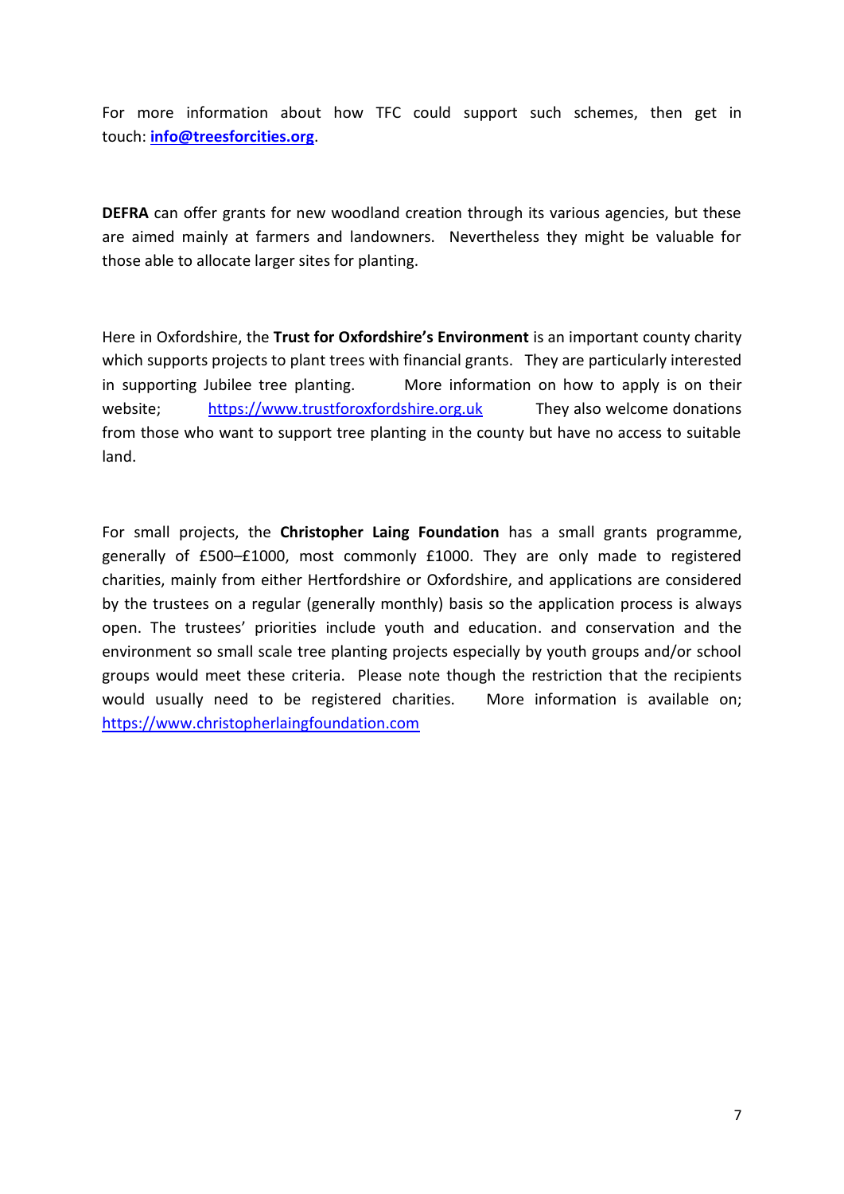For more information about how TFC could support such schemes, then get in touch: **info@treesforcities.org**.

**DEFRA** can offer grants for new woodland creation through its various agencies, but these are aimed mainly at farmers and landowners. Nevertheless they might be valuable for those able to allocate larger sites for planting.

Here in Oxfordshire, the **Trust for Oxfordshire's Environment** is an important county charity which supports projects to plant trees with financial grants. They are particularly interested in supporting Jubilee tree planting. More information on how to apply is on their website; https://www.trustforoxfordshire.org.uk They also welcome donations from those who want to support tree planting in the county but have no access to suitable land.

For small projects, the **Christopher Laing Foundation** has a small grants programme, generally of £500–£1000, most commonly £1000. They are only made to registered charities, mainly from either Hertfordshire or Oxfordshire, and applications are considered by the trustees on a regular (generally monthly) basis so the application process is always open. The trustees' priorities include youth and education. and conservation and the environment so small scale tree planting projects especially by youth groups and/or school groups would meet these criteria. Please note though the restriction that the recipients would usually need to be registered charities. More information is available on; https://www.christopherlaingfoundation.com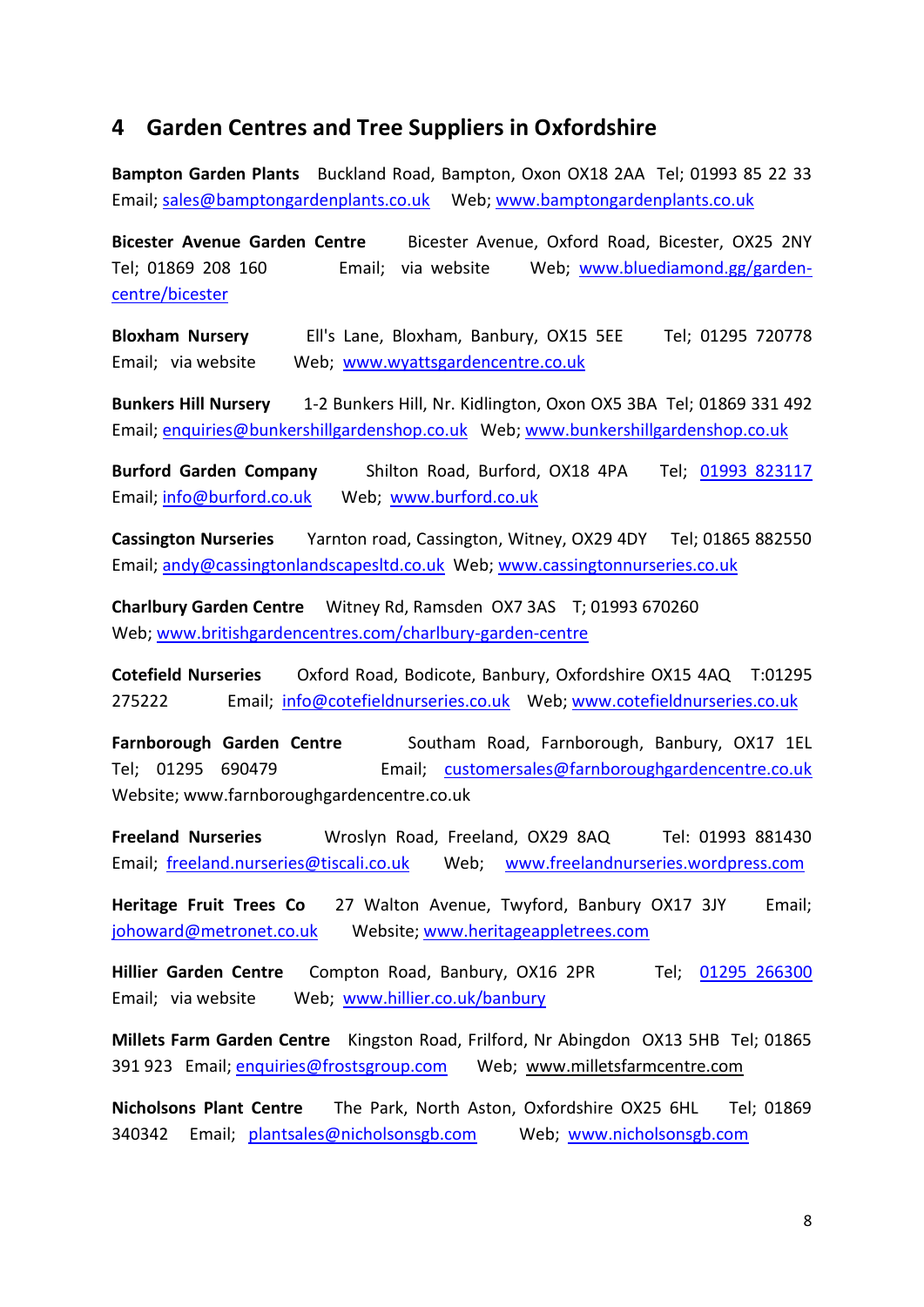## 4 Garden Centres and Tree Suppliers in Oxfordshire

**Bampton Garden Plants** Buckland Road, Bampton, Oxon OX18 2AA Tel; 01993 85 22 33 Email; sales@bamptongardenplants.co.uk Web; www.bamptongardenplants.co.uk

**Bicester Avenue Garden Centre** Bicester Avenue, Oxford Road, Bicester, OX25 2NY Tel; 01869 208 160 Email; via website Web; www.bluediamond.gg/garden-centre/bicester

**Bloxham Nursery** Ell's Lane, Bloxham, Banbury, OX15 5EE Tel; 01295 720778 Email; via website Web; www.wyattsgardencentre.co.uk

**Bunkers Hill Nursery** 1-2 Bunkers Hill, Nr. Kidlington, Oxon OX5 3BA Tel; 01869 331 492 Email; enquiries@bunkershillgardenshop.co.uk Web; www.bunkershillgardenshop.co.uk

**Burford Garden Company** Shilton Road, Burford, OX18 4PA Tel; 01993 823117 Email; info@burford.co.uk Web; www.burford.co.uk

**Cassington Nurseries** Yarnton road, Cassington, Witney, OX29 4DY Tel; 01865 882550 Email; andy@cassingtonlandscapesltd.co.uk Web; www.cassingtonnurseries.co.uk

**Charlbury Garden Centre** Witney Rd, Ramsden OX7 3AS T; 01993 670260 Web; www.britishgardencentres.com/charlbury-garden-centre

**Cotefield Nurseries** Oxford Road, Bodicote, Banbury, Oxfordshire OX15 4AQ T:01295 275222 Email; info@cotefieldnurseries.co.uk Web; www.cotefieldnurseries.co.uk

**Farnborough Garden Centre** Southam Road, Farnborough, Banbury, OX17 1EL Tel; 01295 690479 Email; customersales@farnboroughgardencentre.co.uk Website; www.farnboroughgardencentre.co.uk

**Freeland Nurseries** Wroslyn Road, Freeland, OX29 8AQ Tel: 01993 881430 Email; freeland.nurseries@tiscali.co.uk Web; www.freelandnurseries.wordpress.com

**Heritage Fruit Trees Co** 27 Walton Avenue, Twyford, Banbury OX17 3JY Email; johoward@metronet.co.uk Website; www.heritageappletrees.com

**Hillier Garden Centre** Compton Road, Banbury, OX16 2PR Tel; 01295 266300 Email; via website Web; www.hillier.co.uk/banbury

**Millets Farm Garden Centre** Kingston Road, Frilford, Nr Abingdon OX13 5HB Tel; 01865 391 923 Email; enquiries@frostsgroup.com Web; www.milletsfarmcentre.com

**Nicholsons Plant Centre** The Park, North Aston, Oxfordshire OX25 6HL Tel; 01869 340342 Email; plantsales@nicholsonsgb.com Web; www.nicholsonsgb.com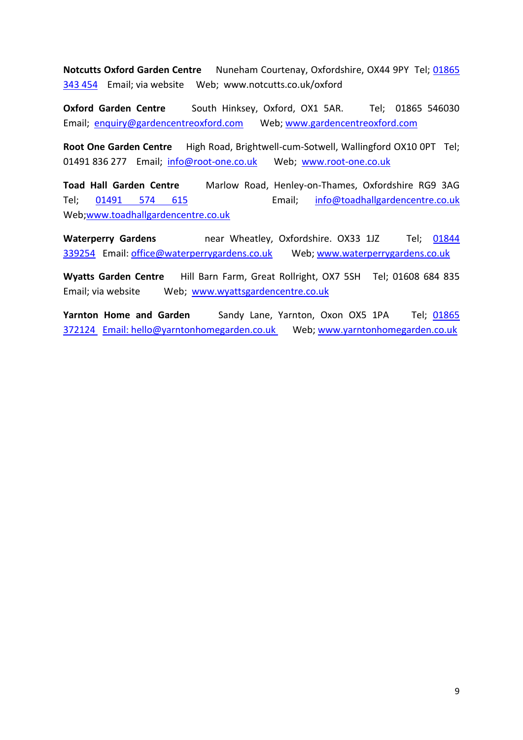**Notcutts Oxford Garden Centre** Nuneham Courtenay, Oxfordshire, OX44 9PY Tel; 01865 343 454 Email; via website Web; www.notcutts.co.uk/oxford

**Oxford Garden Centre** South Hinksey, Oxford, OX1 5AR. Tel; 01865 546030 Email; enquiry@gardencentreoxford.com Web; www.gardencentreoxford.com

**Root One Garden Centre** High Road, Brightwell-cum-Sotwell, Wallingford OX10 0PT Tel; 01491 836 277 Email; info@root-one.co.uk Web; www.root-one.co.uk

**Toad Hall Garden Centre** Marlow Road, Henley-on-Thames, Oxfordshire RG9 3AG Tel; 01491 574 615 Email; info@toadhallgardencentre.co.uk Web;www.toadhallgardencentre.co.uk

**Waterperry Gardens** near Wheatley, Oxfordshire. OX33 1JZ Tel; 01844 339254 Email: office@waterperrygardens.co.uk Web; www.waterperrygardens.co.uk

**Wyatts Garden Centre** Hill Barn Farm, Great Rollright, OX7 5SH Tel; 01608 684 835 Email; via website Web; www.wyattsgardencentre.co.uk

**Yarnton Home and Garden** Sandy Lane, Yarnton, Oxon OX5 1PA Tel; 01865 372124 Email: hello@yarntonhomegarden.co.uk Web; www.yarntonhomegarden.co.uk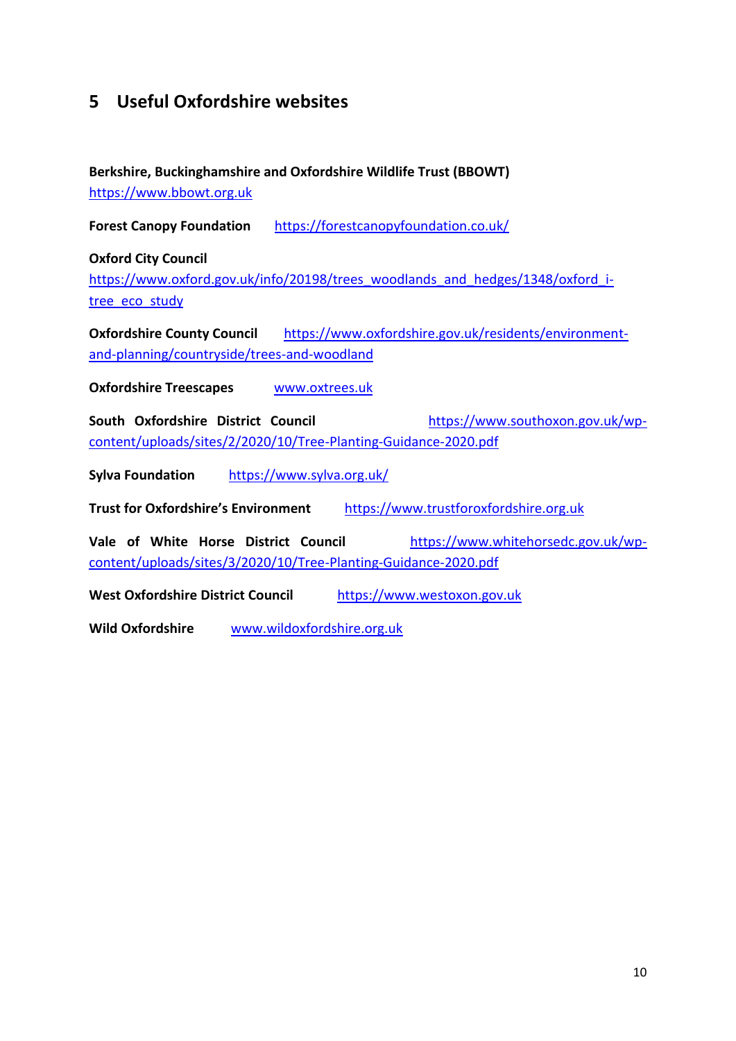## 5 Useful Oxfordshire websites

**Berkshire, Buckinghamshire and Oxfordshire Wildlife Trust (BBOWT)**
https://www.bbowt.org.uk

**Forest Canopy Foundation** https://forestcanopyfoundation.co.uk/

**Oxford City Council**
https://www.oxford.gov.uk/info/20198/trees_woodlands_and_hedges/1348/oxford_i-tree_eco_study

**Oxfordshire County Council** https://www.oxfordshire.gov.uk/residents/environment-and-planning/countryside/trees-and-woodland

**Oxfordshire Treescapes** www.oxtrees.uk

**South Oxfordshire District Council** https://www.southoxon.gov.uk/wp-content/uploads/sites/2/2020/10/Tree-Planting-Guidance-2020.pdf

**Sylva Foundation** https://www.sylva.org.uk/

**Trust for Oxfordshire's Environment** https://www.trustforoxfordshire.org.uk

**Vale of White Horse District Council** https://www.whitehorsedc.gov.uk/wp-content/uploads/sites/3/2020/10/Tree-Planting-Guidance-2020.pdf

**West Oxfordshire District Council** https://www.westoxon.gov.uk

**Wild Oxfordshire** www.wildoxfordshire.org.uk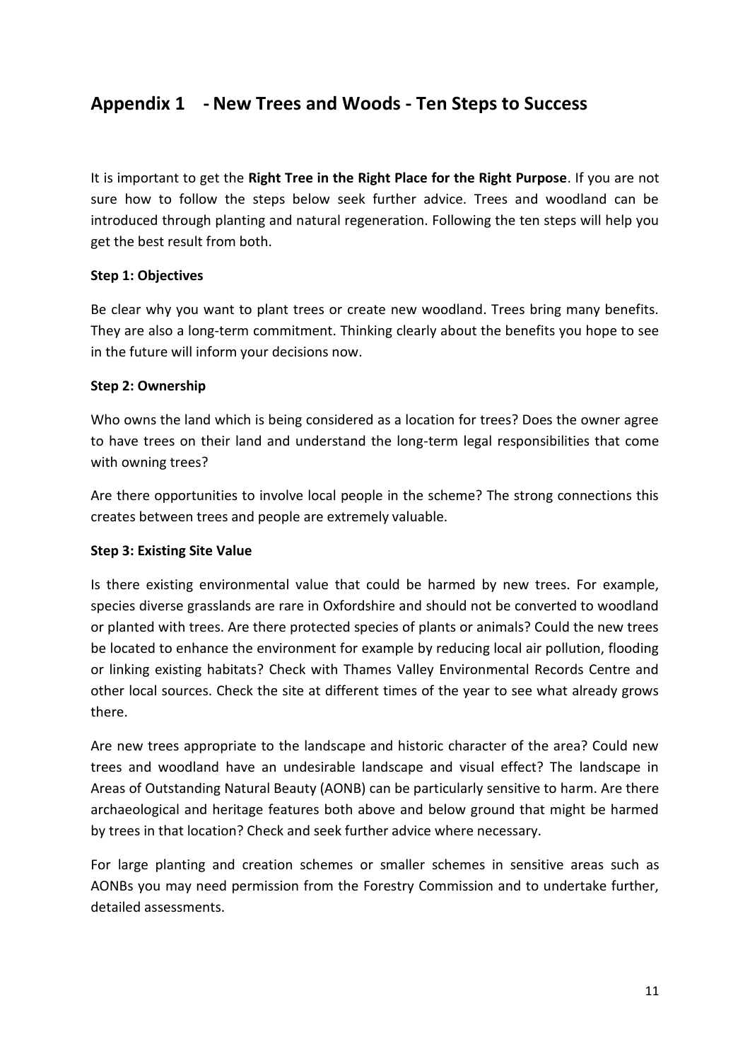## Appendix 1 - New Trees and Woods - Ten Steps to Success

It is important to get the **Right Tree in the Right Place for the Right Purpose**. If you are not sure how to follow the steps below seek further advice. Trees and woodland can be introduced through planting and natural regeneration. Following the ten steps will help you get the best result from both.

**Step 1: Objectives**

Be clear why you want to plant trees or create new woodland. Trees bring many benefits. They are also a long-term commitment. Thinking clearly about the benefits you hope to see in the future will inform your decisions now.

**Step 2: Ownership**

Who owns the land which is being considered as a location for trees? Does the owner agree to have trees on their land and understand the long-term legal responsibilities that come with owning trees?

Are there opportunities to involve local people in the scheme? The strong connections this creates between trees and people are extremely valuable.

**Step 3: Existing Site Value**

Is there existing environmental value that could be harmed by new trees. For example, species diverse grasslands are rare in Oxfordshire and should not be converted to woodland or planted with trees. Are there protected species of plants or animals? Could the new trees be located to enhance the environment for example by reducing local air pollution, flooding or linking existing habitats? Check with Thames Valley Environmental Records Centre and other local sources. Check the site at different times of the year to see what already grows there.

Are new trees appropriate to the landscape and historic character of the area? Could new trees and woodland have an undesirable landscape and visual effect? The landscape in Areas of Outstanding Natural Beauty (AONB) can be particularly sensitive to harm. Are there archaeological and heritage features both above and below ground that might be harmed by trees in that location? Check and seek further advice where necessary.

For large planting and creation schemes or smaller schemes in sensitive areas such as AONBs you may need permission from the Forestry Commission and to undertake further, detailed assessments.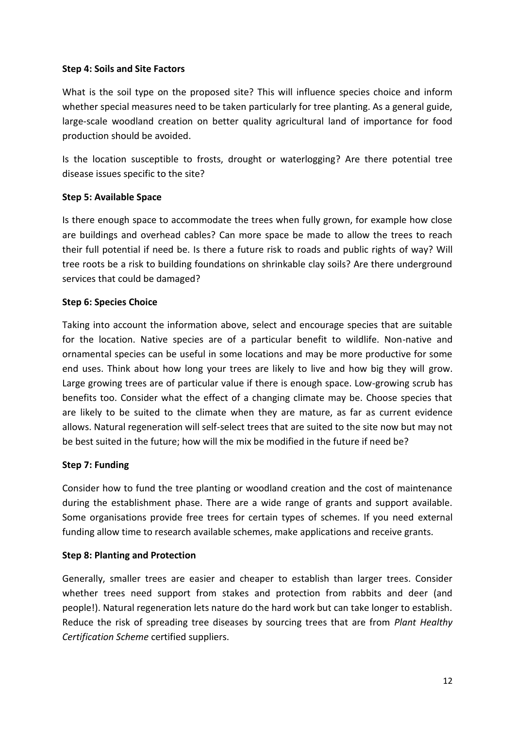**Step 4: Soils and Site Factors**

What is the soil type on the proposed site? This will influence species choice and inform whether special measures need to be taken particularly for tree planting. As a general guide, large-scale woodland creation on better quality agricultural land of importance for food production should be avoided.

Is the location susceptible to frosts, drought or waterlogging? Are there potential tree disease issues specific to the site?

**Step 5: Available Space**

Is there enough space to accommodate the trees when fully grown, for example how close are buildings and overhead cables? Can more space be made to allow the trees to reach their full potential if need be. Is there a future risk to roads and public rights of way? Will tree roots be a risk to building foundations on shrinkable clay soils? Are there underground services that could be damaged?

**Step 6: Species Choice**

Taking into account the information above, select and encourage species that are suitable for the location. Native species are of a particular benefit to wildlife. Non-native and ornamental species can be useful in some locations and may be more productive for some end uses. Think about how long your trees are likely to live and how big they will grow. Large growing trees are of particular value if there is enough space. Low-growing scrub has benefits too. Consider what the effect of a changing climate may be. Choose species that are likely to be suited to the climate when they are mature, as far as current evidence allows. Natural regeneration will self-select trees that are suited to the site now but may not be best suited in the future; how will the mix be modified in the future if need be?

**Step 7: Funding**

Consider how to fund the tree planting or woodland creation and the cost of maintenance during the establishment phase. There are a wide range of grants and support available. Some organisations provide free trees for certain types of schemes. If you need external funding allow time to research available schemes, make applications and receive grants.

**Step 8: Planting and Protection**

Generally, smaller trees are easier and cheaper to establish than larger trees. Consider whether trees need support from stakes and protection from rabbits and deer (and people!). Natural regeneration lets nature do the hard work but can take longer to establish. Reduce the risk of spreading tree diseases by sourcing trees that are from *Plant Healthy Certification Scheme* certified suppliers.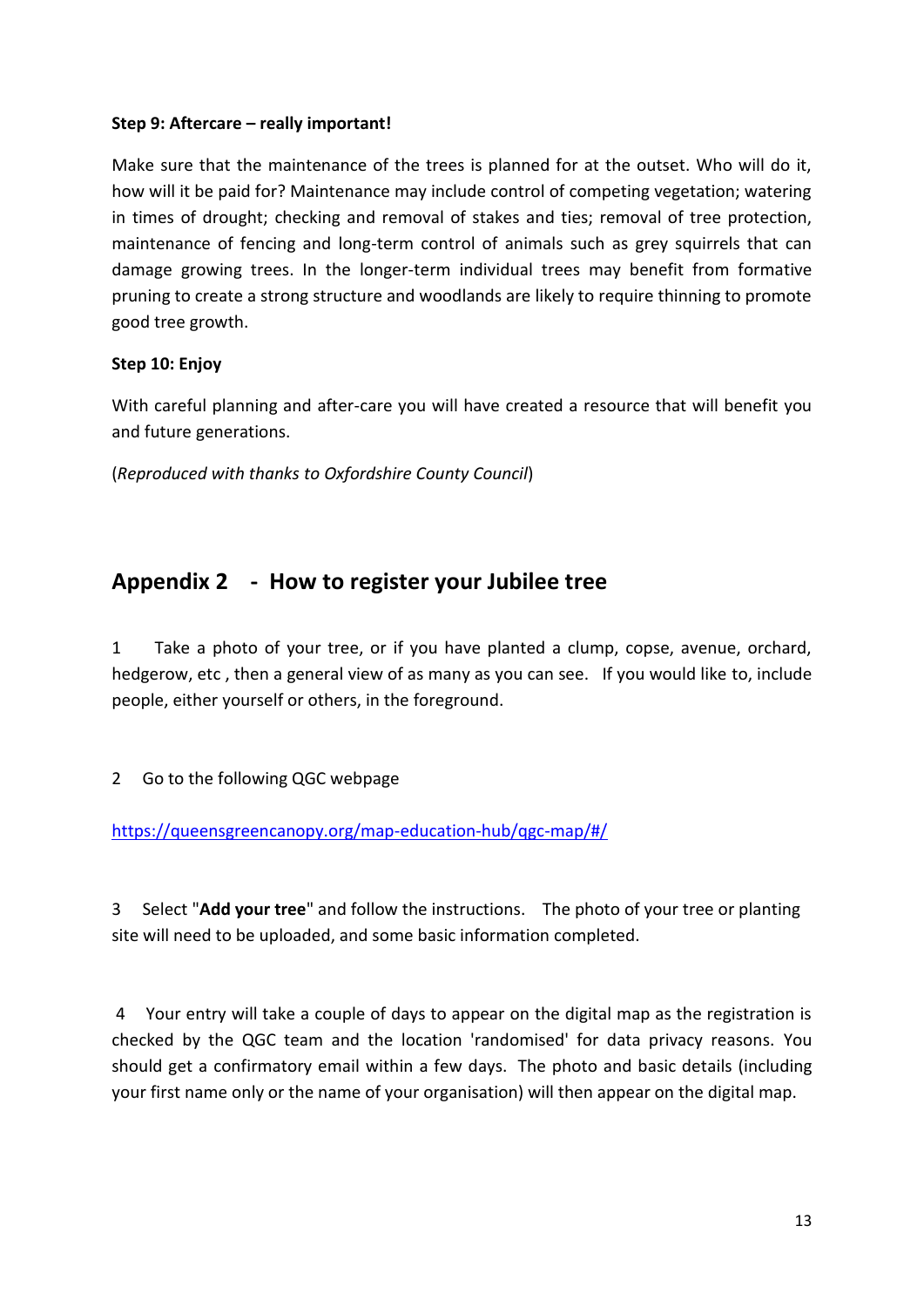**Step 9: Aftercare – really important!**

Make sure that the maintenance of the trees is planned for at the outset. Who will do it, how will it be paid for? Maintenance may include control of competing vegetation; watering in times of drought; checking and removal of stakes and ties; removal of tree protection, maintenance of fencing and long-term control of animals such as grey squirrels that can damage growing trees. In the longer-term individual trees may benefit from formative pruning to create a strong structure and woodlands are likely to require thinning to promote good tree growth.

**Step 10: Enjoy**

With careful planning and after-care you will have created a resource that will benefit you and future generations.

(*Reproduced with thanks to Oxfordshire County Council*)

## Appendix 2 - How to register your Jubilee tree

1 Take a photo of your tree, or if you have planted a clump, copse, avenue, orchard, hedgerow, etc , then a general view of as many as you can see. If you would like to, include people, either yourself or others, in the foreground.

2 Go to the following QGC webpage

https://queensgreencanopy.org/map-education-hub/qgc-map/#/

3 Select "**Add your tree**" and follow the instructions. The photo of your tree or planting site will need to be uploaded, and some basic information completed.

4 Your entry will take a couple of days to appear on the digital map as the registration is checked by the QGC team and the location 'randomised' for data privacy reasons. You should get a confirmatory email within a few days. The photo and basic details (including your first name only or the name of your organisation) will then appear on the digital map.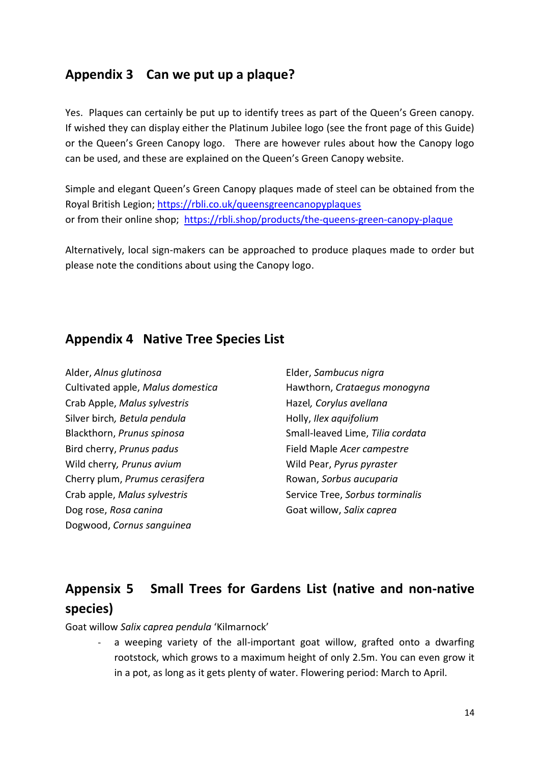## Appendix 3 Can we put up a plaque?

Yes. Plaques can certainly be put up to identify trees as part of the Queen's Green canopy. If wished they can display either the Platinum Jubilee logo (see the front page of this Guide) or the Queen's Green Canopy logo. There are however rules about how the Canopy logo can be used, and these are explained on the Queen's Green Canopy website.

Simple and elegant Queen's Green Canopy plaques made of steel can be obtained from the Royal British Legion; https://rbli.co.uk/queensgreencanopyplaques
or from their online shop; https://rbli.shop/products/the-queens-green-canopy-plaque

Alternatively, local sign-makers can be approached to produce plaques made to order but please note the conditions about using the Canopy logo.

## Appendix 4 Native Tree Species List

Alder, *Alnus glutinosa*
Cultivated apple, *Malus domestica*
Crab Apple, *Malus sylvestris*
Silver birch*, Betula pendula*
Blackthorn, *Prunus spinosa*
Bird cherry, *Prunus padus*
Wild cherry*, Prunus avium*
Cherry plum, *Prumus cerasifera*
Crab apple, *Malus sylvestris*
Dog rose, *Rosa canina*
Dogwood, *Cornus sanguinea*
Elder, *Sambucus nigra*
Hawthorn, *Crataegus monogyna*
Hazel*, Corylus avellana*
Holly, *Ilex aquifolium*
Small-leaved Lime, *Tilia cordata*
Field Maple *Acer campestre*
Wild Pear, *Pyrus pyraster*
Rowan, *Sorbus aucuparia*
Service Tree, *Sorbus torminalis*
Goat willow, *Salix caprea*

## Appensix 5 Small Trees for Gardens List (native and non-native species)

Goat willow *Salix caprea pendula* 'Kilmarnock'

- a weeping variety of the all-important goat willow, grafted onto a dwarfing rootstock, which grows to a maximum height of only 2.5m. You can even grow it in a pot, as long as it gets plenty of water. Flowering period: March to April.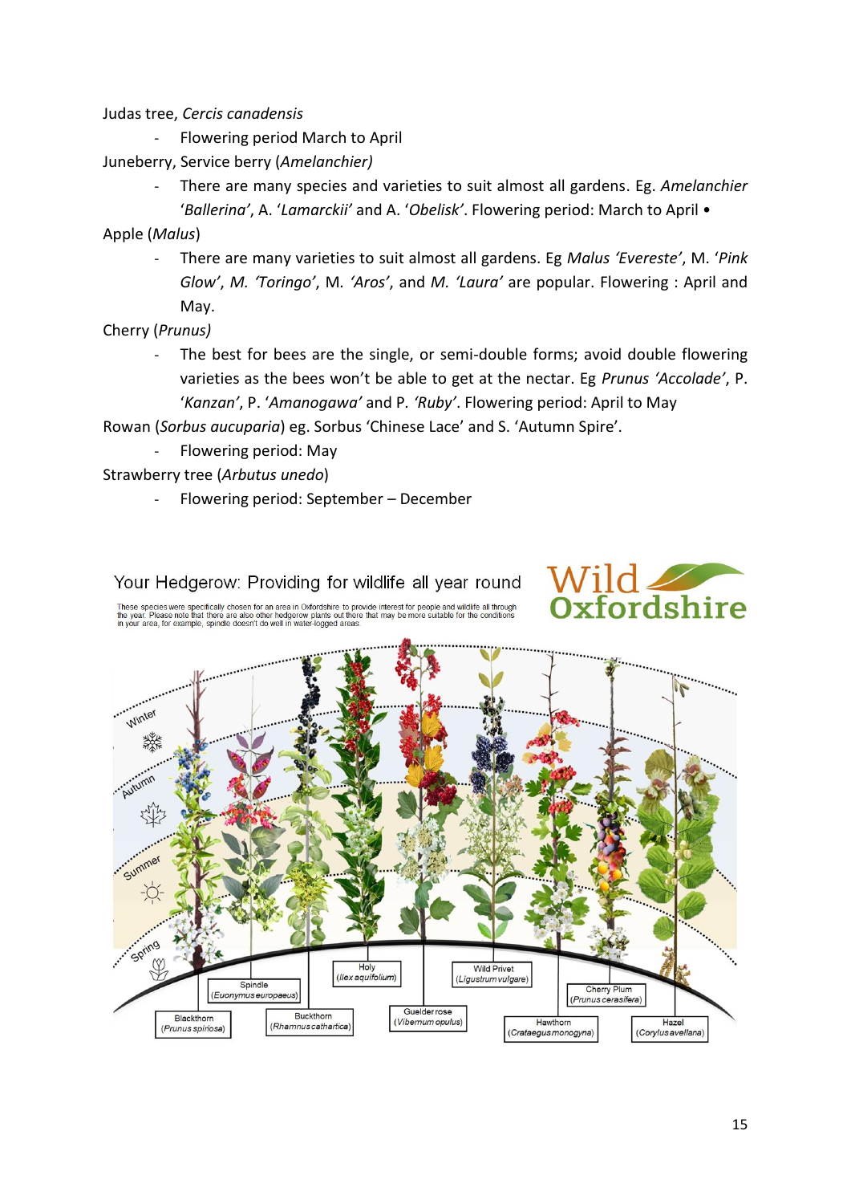Judas tree, *Cercis canadensis*

- Flowering period March to April

Juneberry, Service berry (*Amelanchier)*

- There are many species and varieties to suit almost all gardens. Eg. *Amelanchier* '*Ballerina'*, A. '*Lamarckii'* and A. '*Obelisk'*. Flowering period: March to April •

Apple (*Malus*)

- There are many varieties to suit almost all gardens. Eg *Malus 'Evereste'*, M. '*Pink Glow'*, *M. 'Toringo'*, M. *'Aros'*, and *M. 'Laura'* are popular. Flowering : April and May.

Cherry (*Prunus)*

- The best for bees are the single, or semi-double forms; avoid double flowering varieties as the bees won't be able to get at the nectar. Eg *Prunus 'Accolade'*, P. '*Kanzan'*, P. '*Amanogawa'* and P. *'Ruby'*. Flowering period: April to May

Rowan (*Sorbus aucuparia*) eg. Sorbus 'Chinese Lace' and S. 'Autumn Spire'.

- Flowering period: May

Strawberry tree (*Arbutus unedo*)

- Flowering period: September – December

Your Hedgerow: Providing for wildlife all year round

Wild Oxfordshire

These species were specifically chosen for an area in Oxfordshire to provide interest for people and wildlife all through the year. Please note that there are also other hedgerow plants out there that may be more suitable for the conditions in your area, for example, spindle doesn't do well in water-logged areas.

Winter, Autumn, Summer, Spring

Blackthorn (*Prunus spinosa*), Spindle (*Euonymus europaeus*), Buckthorn (*Rhamnus cathartica*), Holy (*Ilex aquifolium*), Guelder rose (*Viburnum opulus*), Wild Privet (*Ligustrum vulgare*), Hawthorn (*Crataegus monogyna*), Cherry Plum (*Prunus cerasifera*), Hazel (*Corylus avellana*)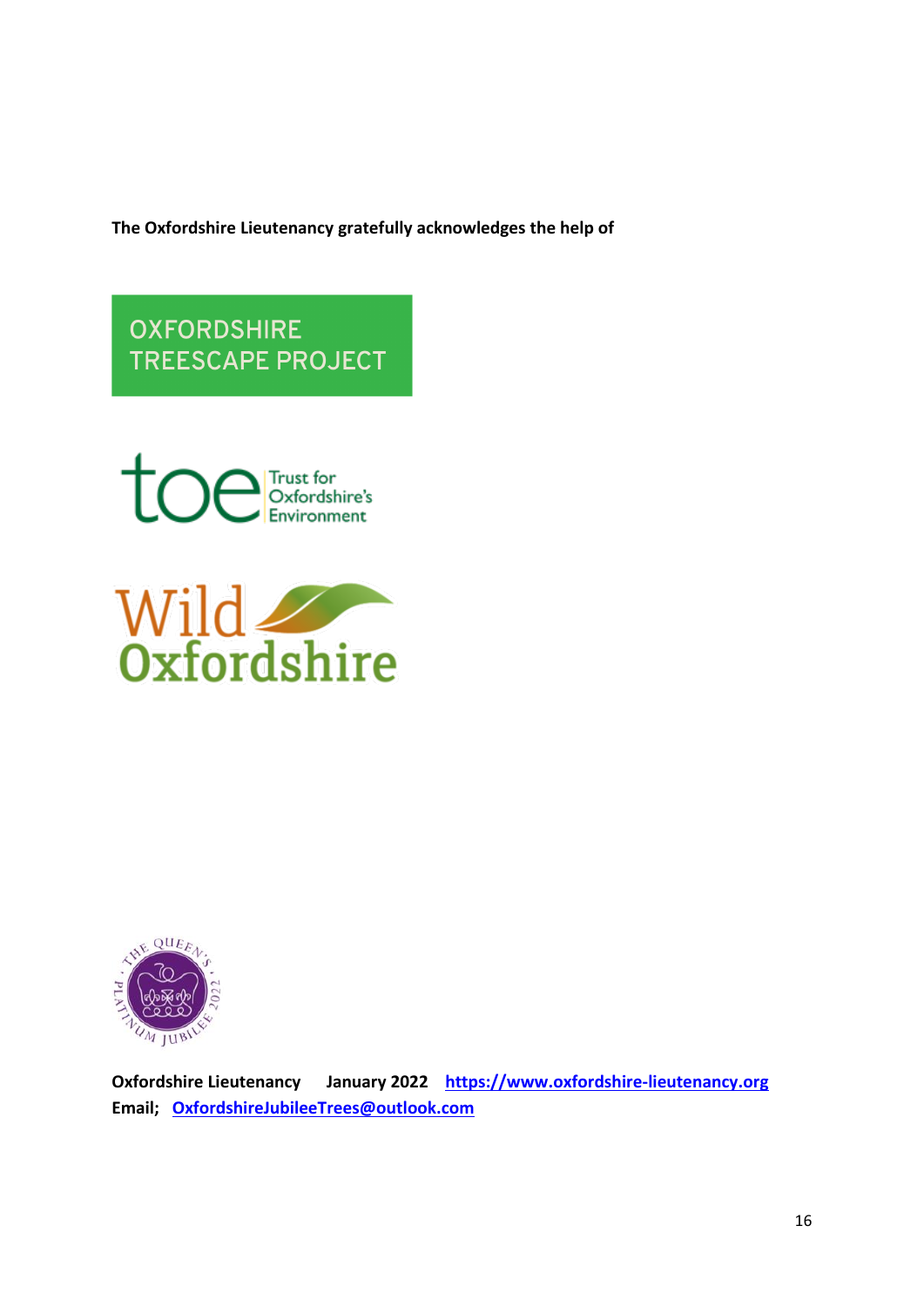**The Oxfordshire Lieutenancy gratefully acknowledges the help of**

OXFORDSHIRE TREESCAPE PROJECT

toe Trust for Oxfordshire's Environment

Wild Oxfordshire

**Oxfordshire Lieutenancy January 2022** **https://www.oxfordshire-lieutenancy.org**
**Email;** **OxfordshireJubileeTrees@outlook.com**